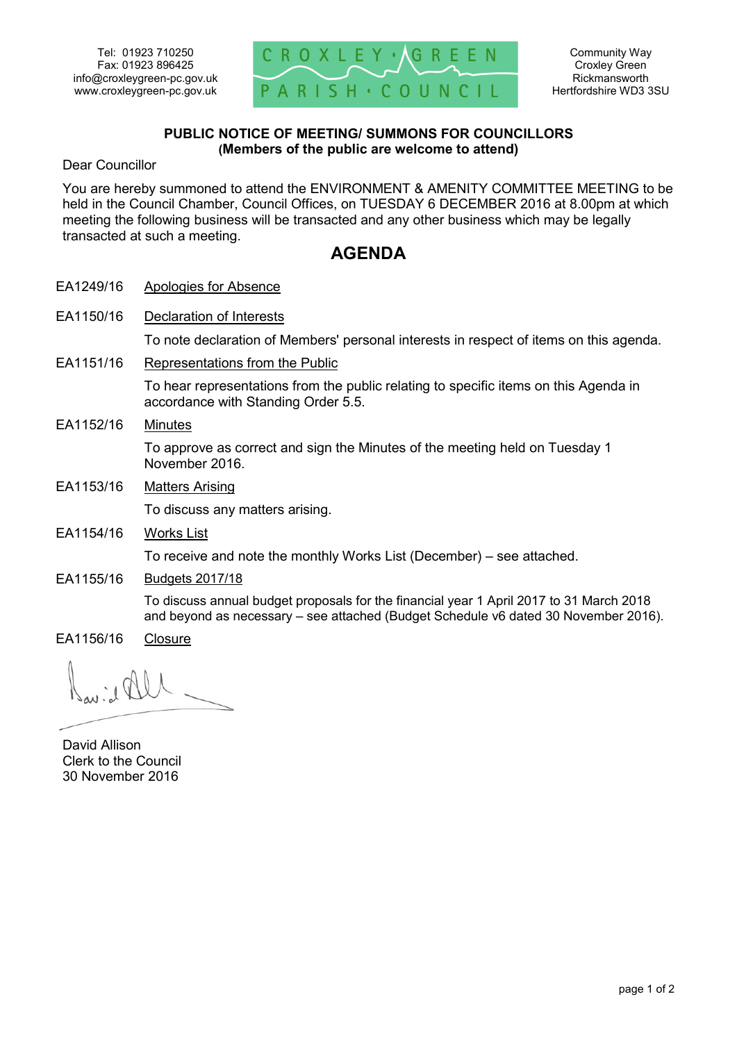Tel: 01923 710250
Fax: 01923 896425
info@croxleygreen-pc.gov.uk
www.croxleygreen-pc.gov.uk

CROXLEY GREEN PARISH COUNCIL

Community Way
Croxley Green
Rickmansworth
Hertfordshire WD3 3SU

**PUBLIC NOTICE OF MEETING/ SUMMONS FOR COUNCILLORS**
**(Members of the public are welcome to attend)**

Dear Councillor

You are hereby summoned to attend the ENVIRONMENT & AMENITY COMMITTEE MEETING to be held in the Council Chamber, Council Offices, on TUESDAY 6 DECEMBER 2016 at 8.00pm at which meeting the following business will be transacted and any other business which may be legally transacted at such a meeting.

# AGENDA

EA1249/16 Apologies for Absence

EA1150/16 Declaration of Interests

To note declaration of Members' personal interests in respect of items on this agenda.

EA1151/16 Representations from the Public

To hear representations from the public relating to specific items on this Agenda in accordance with Standing Order 5.5.

EA1152/16 Minutes

To approve as correct and sign the Minutes of the meeting held on Tuesday 1 November 2016.

EA1153/16 Matters Arising

To discuss any matters arising.

EA1154/16 Works List

To receive and note the monthly Works List (December) – see attached.

EA1155/16 Budgets 2017/18

To discuss annual budget proposals for the financial year 1 April 2017 to 31 March 2018 and beyond as necessary – see attached (Budget Schedule v6 dated 30 November 2016).

EA1156/16 Closure

David Allison
Clerk to the Council
30 November 2016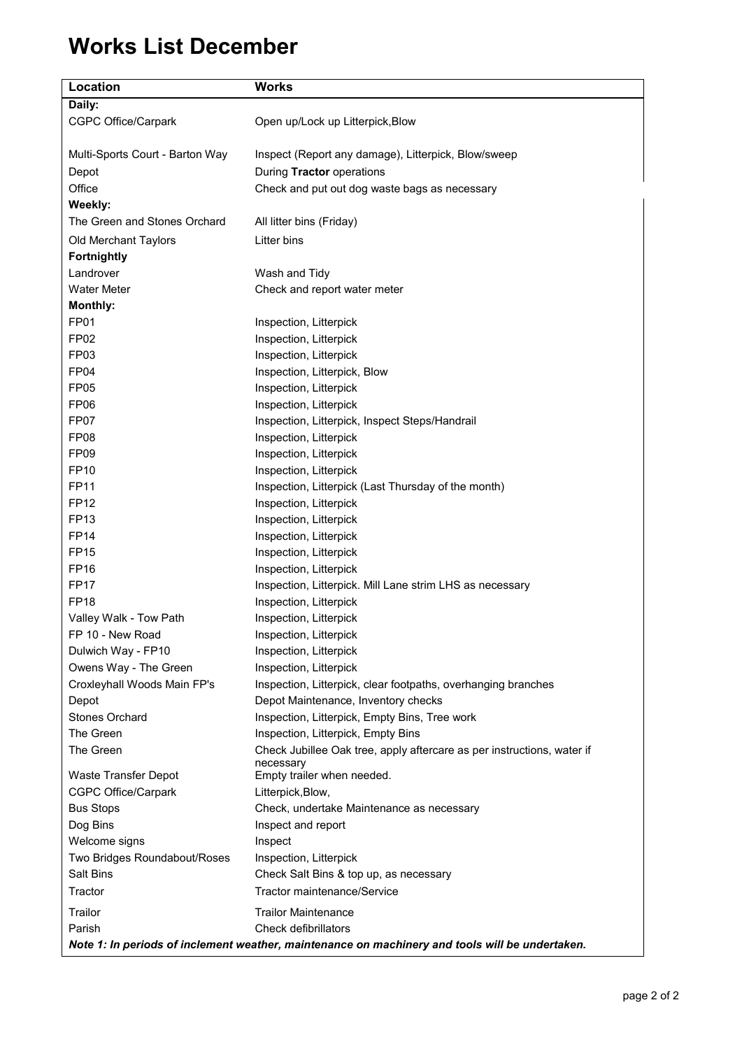# Works List December

| Location | Works |
|---|---|
| **Daily:** | |
| CGPC Office/Carpark | Open up/Lock up Litterpick,Blow |
| Multi-Sports Court - Barton Way | Inspect (Report any damage), Litterpick, Blow/sweep |
| Depot | During **Tractor** operations |
| Office | Check and put out dog waste bags as necessary |
| **Weekly:** | |
| The Green and Stones Orchard | All litter bins (Friday) |
| Old Merchant Taylors | Litter bins |
| **Fortnightly** | |
| Landrover | Wash and Tidy |
| Water Meter | Check and report water meter |
| **Monthly:** | |
| FP01 | Inspection, Litterpick |
| FP02 | Inspection, Litterpick |
| FP03 | Inspection, Litterpick |
| FP04 | Inspection, Litterpick, Blow |
| FP05 | Inspection, Litterpick |
| FP06 | Inspection, Litterpick |
| FP07 | Inspection, Litterpick, Inspect Steps/Handrail |
| FP08 | Inspection, Litterpick |
| FP09 | Inspection, Litterpick |
| FP10 | Inspection, Litterpick |
| FP11 | Inspection, Litterpick (Last Thursday of the month) |
| FP12 | Inspection, Litterpick |
| FP13 | Inspection, Litterpick |
| FP14 | Inspection, Litterpick |
| FP15 | Inspection, Litterpick |
| FP16 | Inspection, Litterpick |
| FP17 | Inspection, Litterpick. Mill Lane strim LHS as necessary |
| FP18 | Inspection, Litterpick |
| Valley Walk - Tow Path | Inspection, Litterpick |
| FP 10 - New Road | Inspection, Litterpick |
| Dulwich Way - FP10 | Inspection, Litterpick |
| Owens Way - The Green | Inspection, Litterpick |
| Croxleyhall Woods Main FP's | Inspection, Litterpick, clear footpaths, overhanging branches |
| Depot | Depot Maintenance, Inventory checks |
| Stones Orchard | Inspection, Litterpick, Empty Bins, Tree work |
| The Green | Inspection, Litterpick, Empty Bins |
| The Green | Check Jubillee Oak tree, apply aftercare as per instructions, water if necessary |
| Waste Transfer Depot | Empty trailer when needed. |
| CGPC Office/Carpark | Litterpick,Blow, |
| Bus Stops | Check, undertake Maintenance as necessary |
| Dog Bins | Inspect and report |
| Welcome signs | Inspect |
| Two Bridges Roundabout/Roses | Inspection, Litterpick |
| Salt Bins | Check Salt Bins & top up, as necessary |
| Tractor | Tractor maintenance/Service |
| Trailor | Trailor Maintenance |
| Parish | Check defibrillators |

***Note 1: In periods of inclement weather, maintenance on machinery and tools will be undertaken.***